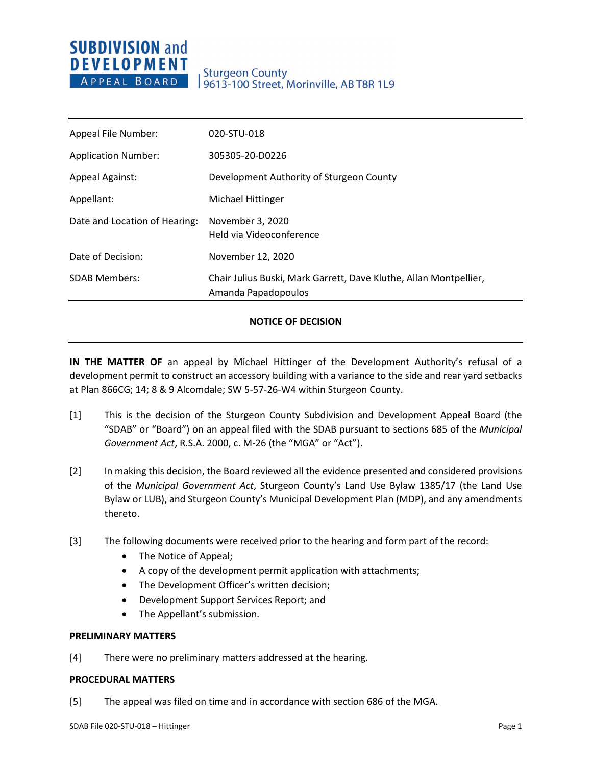**SUBDIVISION and DEVELOPMENT APPEAL BOARD**

Sturgeon County
9613-100 Street, Morinville, AB T8R 1L9

| | |
|---|---|
| Appeal File Number: | 020-STU-018 |
| Application Number: | 305305-20-D0226 |
| Appeal Against: | Development Authority of Sturgeon County |
| Appellant: | Michael Hittinger |
| Date and Location of Hearing: | November 3, 2020<br>Held via Videoconference |
| Date of Decision: | November 12, 2020 |
| SDAB Members: | Chair Julius Buski, Mark Garrett, Dave Kluthe, Allan Montpellier, Amanda Papadopoulos |

## NOTICE OF DECISION

**IN THE MATTER OF** an appeal by Michael Hittinger of the Development Authority's refusal of a development permit to construct an accessory building with a variance to the side and rear yard setbacks at Plan 866CG; 14; 8 & 9 Alcomdale; SW 5-57-26-W4 within Sturgeon County.

[1] This is the decision of the Sturgeon County Subdivision and Development Appeal Board (the "SDAB" or "Board") on an appeal filed with the SDAB pursuant to sections 685 of the *Municipal Government Act*, R.S.A. 2000, c. M-26 (the "MGA" or "Act").

[2] In making this decision, the Board reviewed all the evidence presented and considered provisions of the *Municipal Government Act*, Sturgeon County's Land Use Bylaw 1385/17 (the Land Use Bylaw or LUB), and Sturgeon County's Municipal Development Plan (MDP), and any amendments thereto.

[3] The following documents were received prior to the hearing and form part of the record:

- The Notice of Appeal;
- A copy of the development permit application with attachments;
- The Development Officer's written decision;
- Development Support Services Report; and
- The Appellant's submission.

### PRELIMINARY MATTERS

[4] There were no preliminary matters addressed at the hearing.

### PROCEDURAL MATTERS

[5] The appeal was filed on time and in accordance with section 686 of the MGA.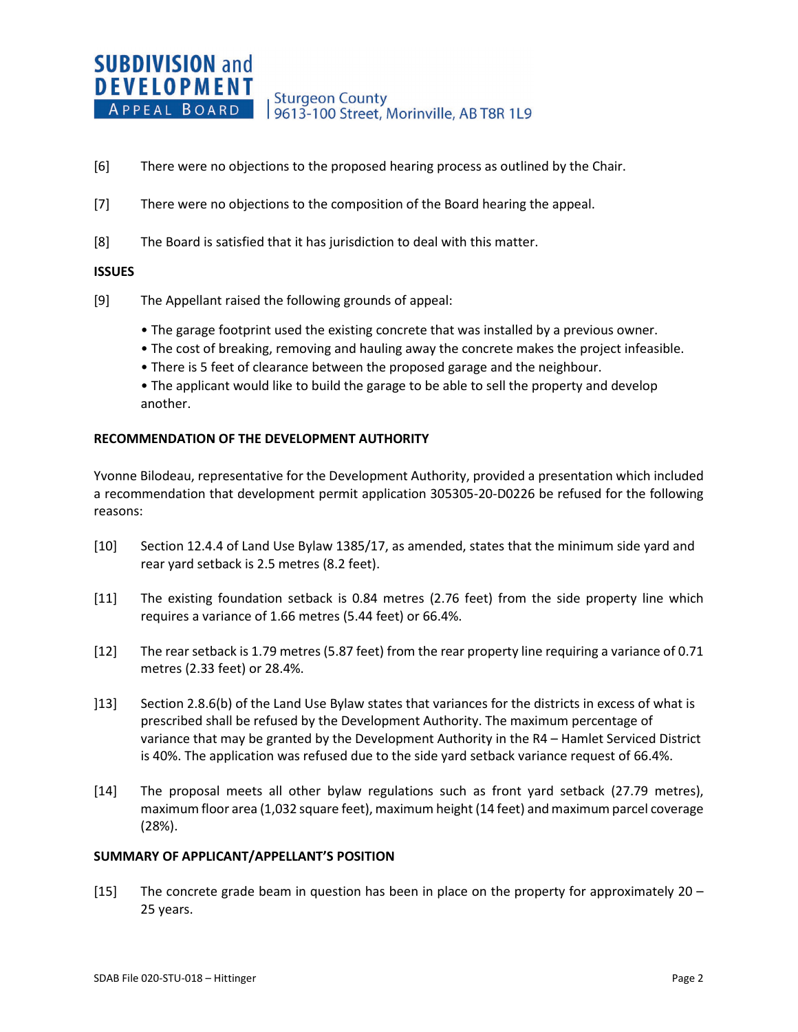[6] There were no objections to the proposed hearing process as outlined by the Chair.

[7] There were no objections to the composition of the Board hearing the appeal.

[8] The Board is satisfied that it has jurisdiction to deal with this matter.

**ISSUES**

[9] The Appellant raised the following grounds of appeal:

- The garage footprint used the existing concrete that was installed by a previous owner.
- The cost of breaking, removing and hauling away the concrete makes the project infeasible.
- There is 5 feet of clearance between the proposed garage and the neighbour.
- The applicant would like to build the garage to be able to sell the property and develop another.

**RECOMMENDATION OF THE DEVELOPMENT AUTHORITY**

Yvonne Bilodeau, representative for the Development Authority, provided a presentation which included a recommendation that development permit application 305305-20-D0226 be refused for the following reasons:

[10] Section 12.4.4 of Land Use Bylaw 1385/17, as amended, states that the minimum side yard and rear yard setback is 2.5 metres (8.2 feet).

[11] The existing foundation setback is 0.84 metres (2.76 feet) from the side property line which requires a variance of 1.66 metres (5.44 feet) or 66.4%.

[12] The rear setback is 1.79 metres (5.87 feet) from the rear property line requiring a variance of 0.71 metres (2.33 feet) or 28.4%.

]13] Section 2.8.6(b) of the Land Use Bylaw states that variances for the districts in excess of what is prescribed shall be refused by the Development Authority. The maximum percentage of variance that may be granted by the Development Authority in the R4 – Hamlet Serviced District is 40%. The application was refused due to the side yard setback variance request of 66.4%.

[14] The proposal meets all other bylaw regulations such as front yard setback (27.79 metres), maximum floor area (1,032 square feet), maximum height (14 feet) and maximum parcel coverage (28%).

**SUMMARY OF APPLICANT/APPELLANT'S POSITION**

[15] The concrete grade beam in question has been in place on the property for approximately 20 – 25 years.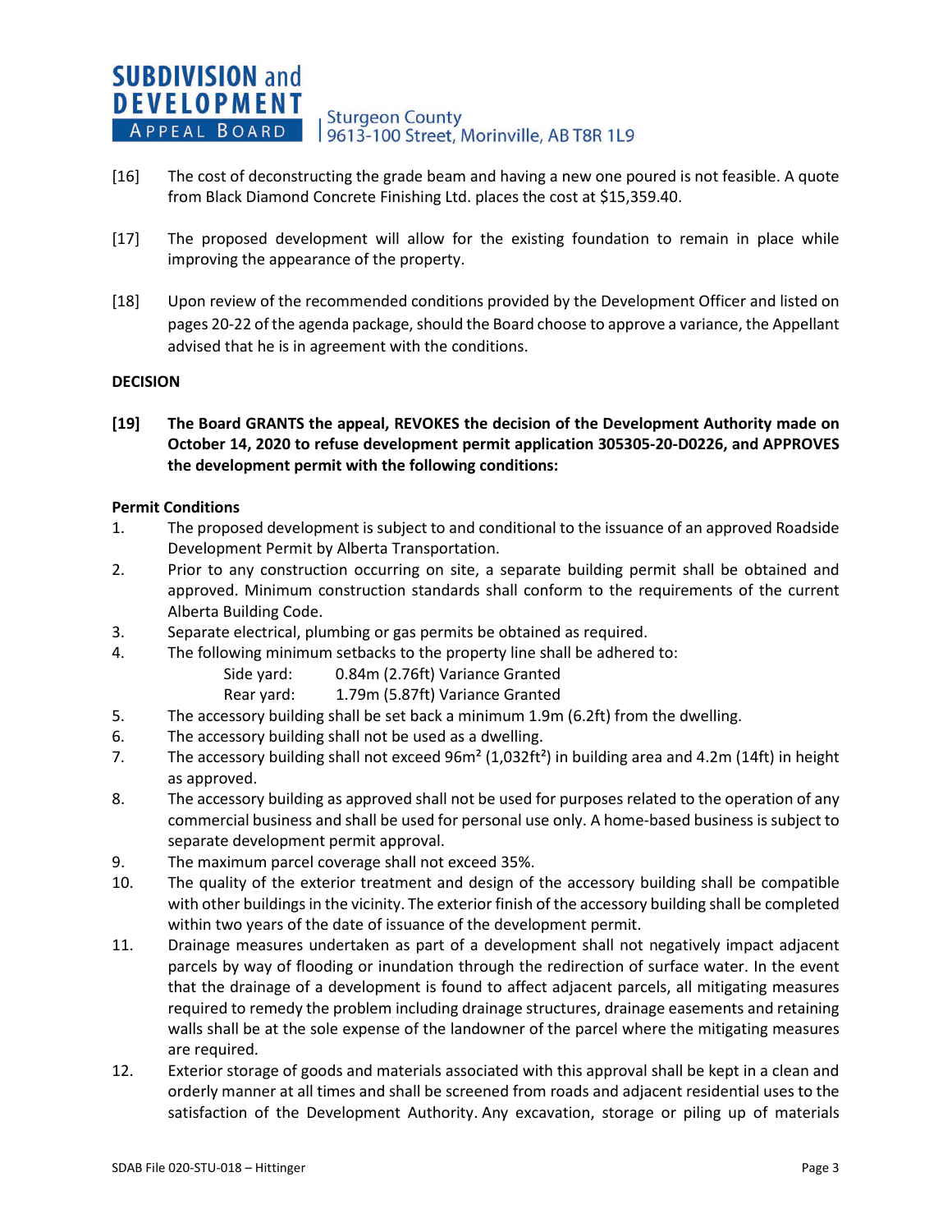[16] The cost of deconstructing the grade beam and having a new one poured is not feasible. A quote from Black Diamond Concrete Finishing Ltd. places the cost at $15,359.40.

[17] The proposed development will allow for the existing foundation to remain in place while improving the appearance of the property.

[18] Upon review of the recommended conditions provided by the Development Officer and listed on pages 20-22 of the agenda package, should the Board choose to approve a variance, the Appellant advised that he is in agreement with the conditions.

## DECISION

**[19] The Board GRANTS the appeal, REVOKES the decision of the Development Authority made on October 14, 2020 to refuse development permit application 305305-20-D0226, and APPROVES the development permit with the following conditions:**

### Permit Conditions

1. The proposed development is subject to and conditional to the issuance of an approved Roadside Development Permit by Alberta Transportation.
2. Prior to any construction occurring on site, a separate building permit shall be obtained and approved. Minimum construction standards shall conform to the requirements of the current Alberta Building Code.
3. Separate electrical, plumbing or gas permits be obtained as required.
4. The following minimum setbacks to the property line shall be adhered to:
   - Side yard: 0.84m (2.76ft) Variance Granted
   - Rear yard: 1.79m (5.87ft) Variance Granted
5. The accessory building shall be set back a minimum 1.9m (6.2ft) from the dwelling.
6. The accessory building shall not be used as a dwelling.
7. The accessory building shall not exceed 96m² (1,032ft²) in building area and 4.2m (14ft) in height as approved.
8. The accessory building as approved shall not be used for purposes related to the operation of any commercial business and shall be used for personal use only. A home-based business is subject to separate development permit approval.
9. The maximum parcel coverage shall not exceed 35%.
10. The quality of the exterior treatment and design of the accessory building shall be compatible with other buildings in the vicinity. The exterior finish of the accessory building shall be completed within two years of the date of issuance of the development permit.
11. Drainage measures undertaken as part of a development shall not negatively impact adjacent parcels by way of flooding or inundation through the redirection of surface water. In the event that the drainage of a development is found to affect adjacent parcels, all mitigating measures required to remedy the problem including drainage structures, drainage easements and retaining walls shall be at the sole expense of the landowner of the parcel where the mitigating measures are required.
12. Exterior storage of goods and materials associated with this approval shall be kept in a clean and orderly manner at all times and shall be screened from roads and adjacent residential uses to the satisfaction of the Development Authority. Any excavation, storage or piling up of materials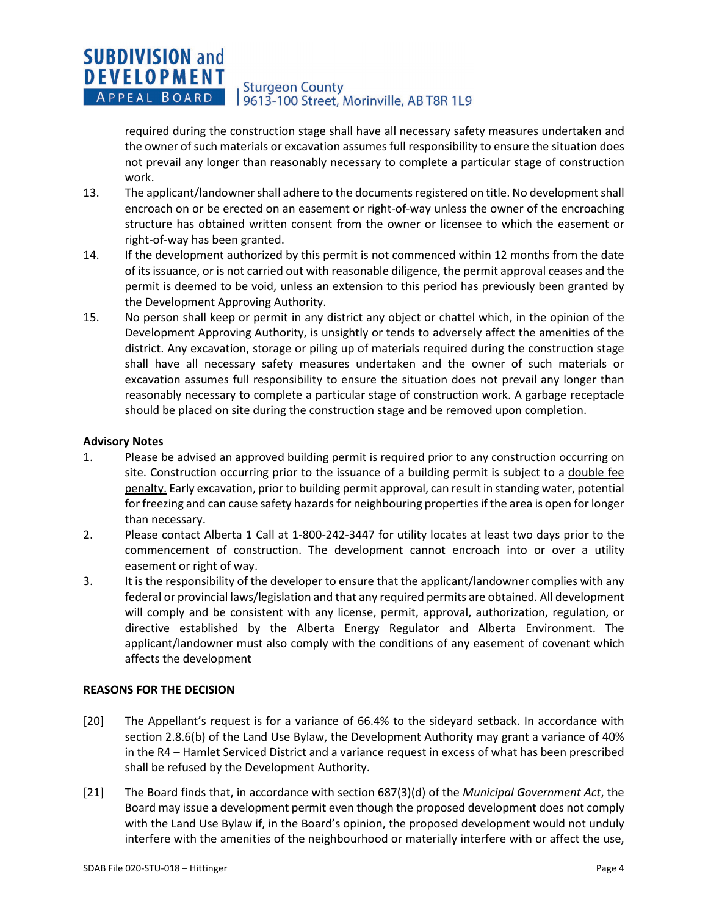required during the construction stage shall have all necessary safety measures undertaken and the owner of such materials or excavation assumes full responsibility to ensure the situation does not prevail any longer than reasonably necessary to complete a particular stage of construction work.

13. The applicant/landowner shall adhere to the documents registered on title. No development shall encroach on or be erected on an easement or right-of-way unless the owner of the encroaching structure has obtained written consent from the owner or licensee to which the easement or right-of-way has been granted.
14. If the development authorized by this permit is not commenced within 12 months from the date of its issuance, or is not carried out with reasonable diligence, the permit approval ceases and the permit is deemed to be void, unless an extension to this period has previously been granted by the Development Approving Authority.
15. No person shall keep or permit in any district any object or chattel which, in the opinion of the Development Approving Authority, is unsightly or tends to adversely affect the amenities of the district. Any excavation, storage or piling up of materials required during the construction stage shall have all necessary safety measures undertaken and the owner of such materials or excavation assumes full responsibility to ensure the situation does not prevail any longer than reasonably necessary to complete a particular stage of construction work. A garbage receptacle should be placed on site during the construction stage and be removed upon completion.

**Advisory Notes**

1. Please be advised an approved building permit is required prior to any construction occurring on site. Construction occurring prior to the issuance of a building permit is subject to a double fee penalty. Early excavation, prior to building permit approval, can result in standing water, potential for freezing and can cause safety hazards for neighbouring properties if the area is open for longer than necessary.
2. Please contact Alberta 1 Call at 1-800-242-3447 for utility locates at least two days prior to the commencement of construction. The development cannot encroach into or over a utility easement or right of way.
3. It is the responsibility of the developer to ensure that the applicant/landowner complies with any federal or provincial laws/legislation and that any required permits are obtained. All development will comply and be consistent with any license, permit, approval, authorization, regulation, or directive established by the Alberta Energy Regulator and Alberta Environment. The applicant/landowner must also comply with the conditions of any easement of covenant which affects the development

**REASONS FOR THE DECISION**

[20] The Appellant's request is for a variance of 66.4% to the sideyard setback. In accordance with section 2.8.6(b) of the Land Use Bylaw, the Development Authority may grant a variance of 40% in the R4 – Hamlet Serviced District and a variance request in excess of what has been prescribed shall be refused by the Development Authority.

[21] The Board finds that, in accordance with section 687(3)(d) of the *Municipal Government Act*, the Board may issue a development permit even though the proposed development does not comply with the Land Use Bylaw if, in the Board's opinion, the proposed development would not unduly interfere with the amenities of the neighbourhood or materially interfere with or affect the use,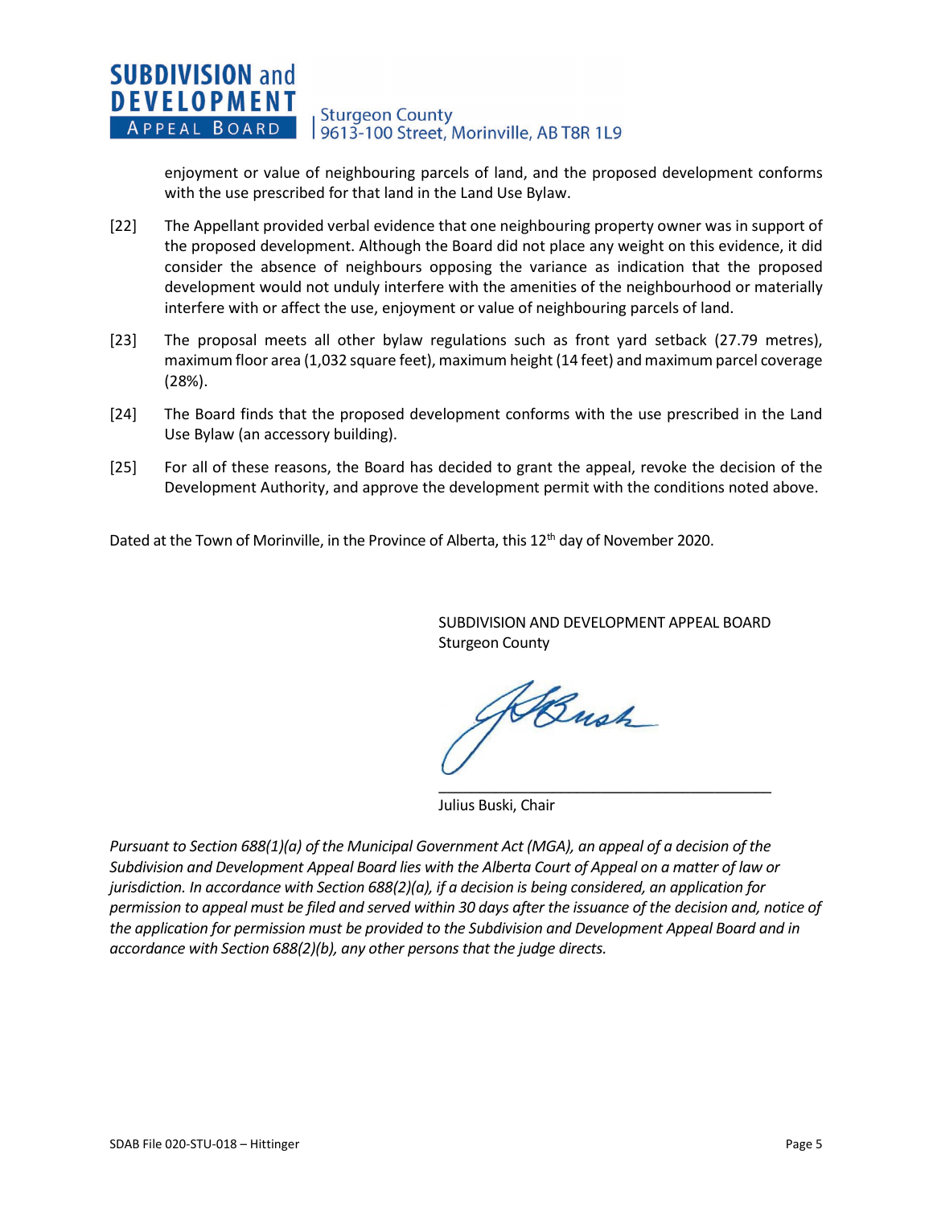enjoyment or value of neighbouring parcels of land, and the proposed development conforms with the use prescribed for that land in the Land Use Bylaw.

[22] The Appellant provided verbal evidence that one neighbouring property owner was in support of the proposed development. Although the Board did not place any weight on this evidence, it did consider the absence of neighbours opposing the variance as indication that the proposed development would not unduly interfere with the amenities of the neighbourhood or materially interfere with or affect the use, enjoyment or value of neighbouring parcels of land.

[23] The proposal meets all other bylaw regulations such as front yard setback (27.79 metres), maximum floor area (1,032 square feet), maximum height (14 feet) and maximum parcel coverage (28%).

[24] The Board finds that the proposed development conforms with the use prescribed in the Land Use Bylaw (an accessory building).

[25] For all of these reasons, the Board has decided to grant the appeal, revoke the decision of the Development Authority, and approve the development permit with the conditions noted above.

Dated at the Town of Morinville, in the Province of Alberta, this 12th day of November 2020.

SUBDIVISION AND DEVELOPMENT APPEAL BOARD
Sturgeon County

Julius Buski, Chair

*Pursuant to Section 688(1)(a) of the Municipal Government Act (MGA), an appeal of a decision of the Subdivision and Development Appeal Board lies with the Alberta Court of Appeal on a matter of law or jurisdiction. In accordance with Section 688(2)(a), if a decision is being considered, an application for permission to appeal must be filed and served within 30 days after the issuance of the decision and, notice of the application for permission must be provided to the Subdivision and Development Appeal Board and in accordance with Section 688(2)(b), any other persons that the judge directs.*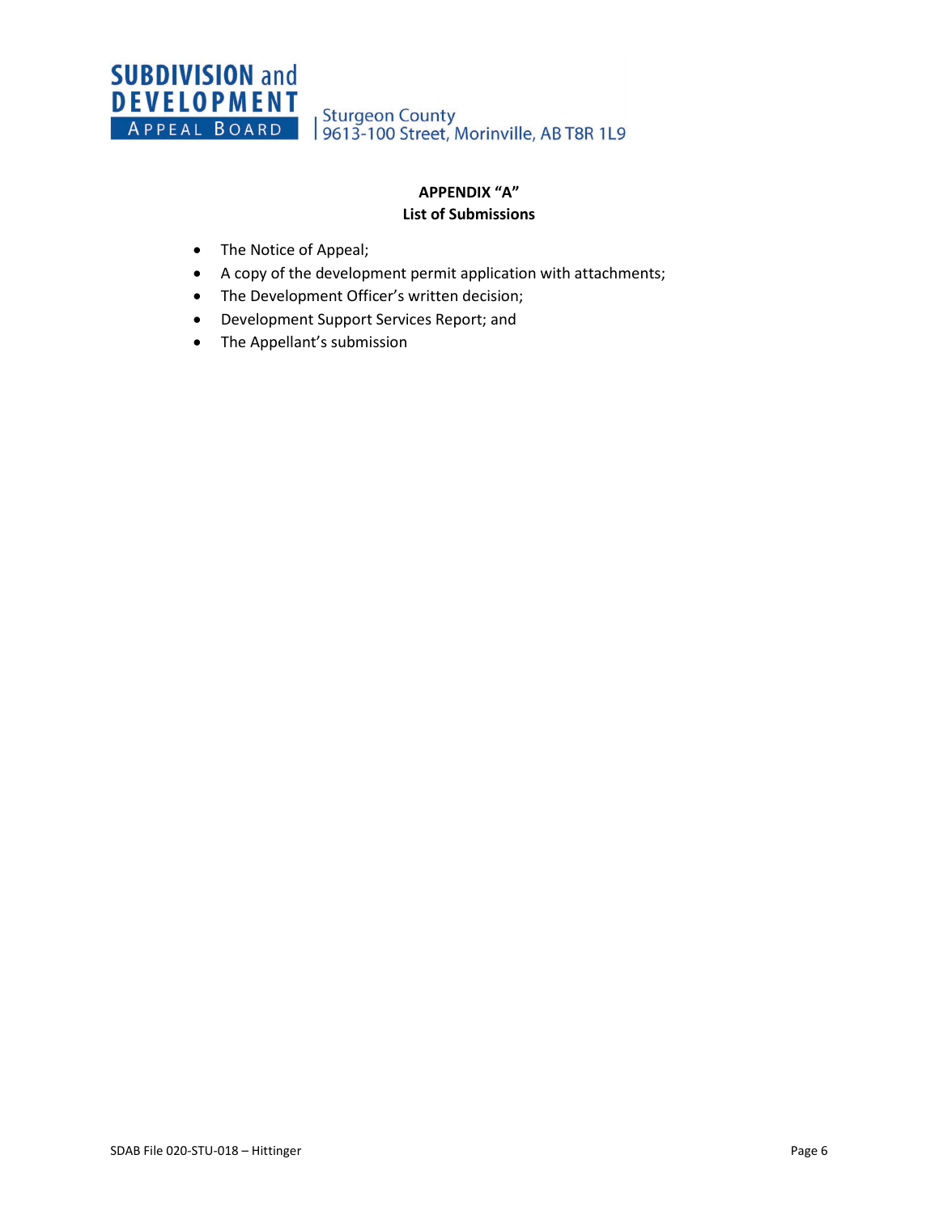# APPENDIX "A"
## List of Submissions

- The Notice of Appeal;
- A copy of the development permit application with attachments;
- The Development Officer's written decision;
- Development Support Services Report; and
- The Appellant's submission